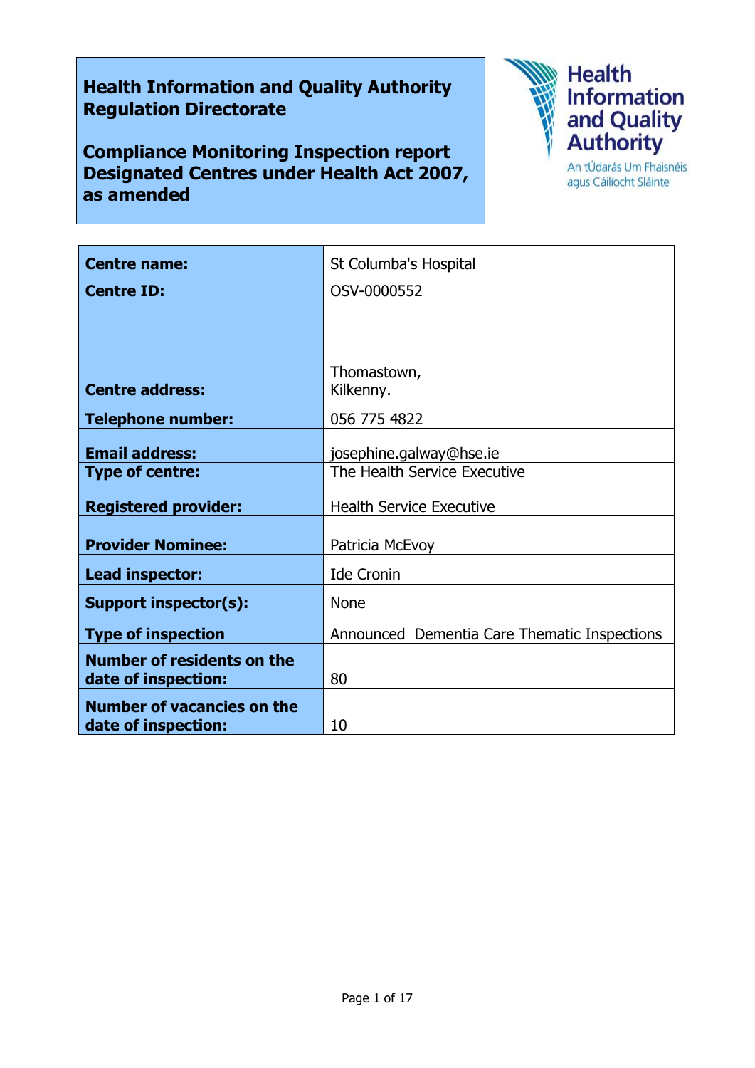**Health Information and Quality Authority Regulation Directorate**

**Compliance Monitoring Inspection report Designated Centres under Health Act 2007, as amended**

Health Information and Quality Authority
An tÚdarás Um Fhaisnéis agus Cáilíocht Sláinte

| | |
|---|---|
| **Centre name:** | St Columba's Hospital |
| **Centre ID:** | OSV-0000552 |
| **Centre address:** | Thomastown,<br>Kilkenny. |
| **Telephone number:** | 056 775 4822 |
| **Email address:** | josephine.galway@hse.ie |
| **Type of centre:** | The Health Service Executive |
| **Registered provider:** | Health Service Executive |
| **Provider Nominee:** | Patricia McEvoy |
| **Lead inspector:** | Ide Cronin |
| **Support inspector(s):** | None |
| **Type of inspection** | Announced Dementia Care Thematic Inspections |
| **Number of residents on the date of inspection:** | 80 |
| **Number of vacancies on the date of inspection:** | 10 |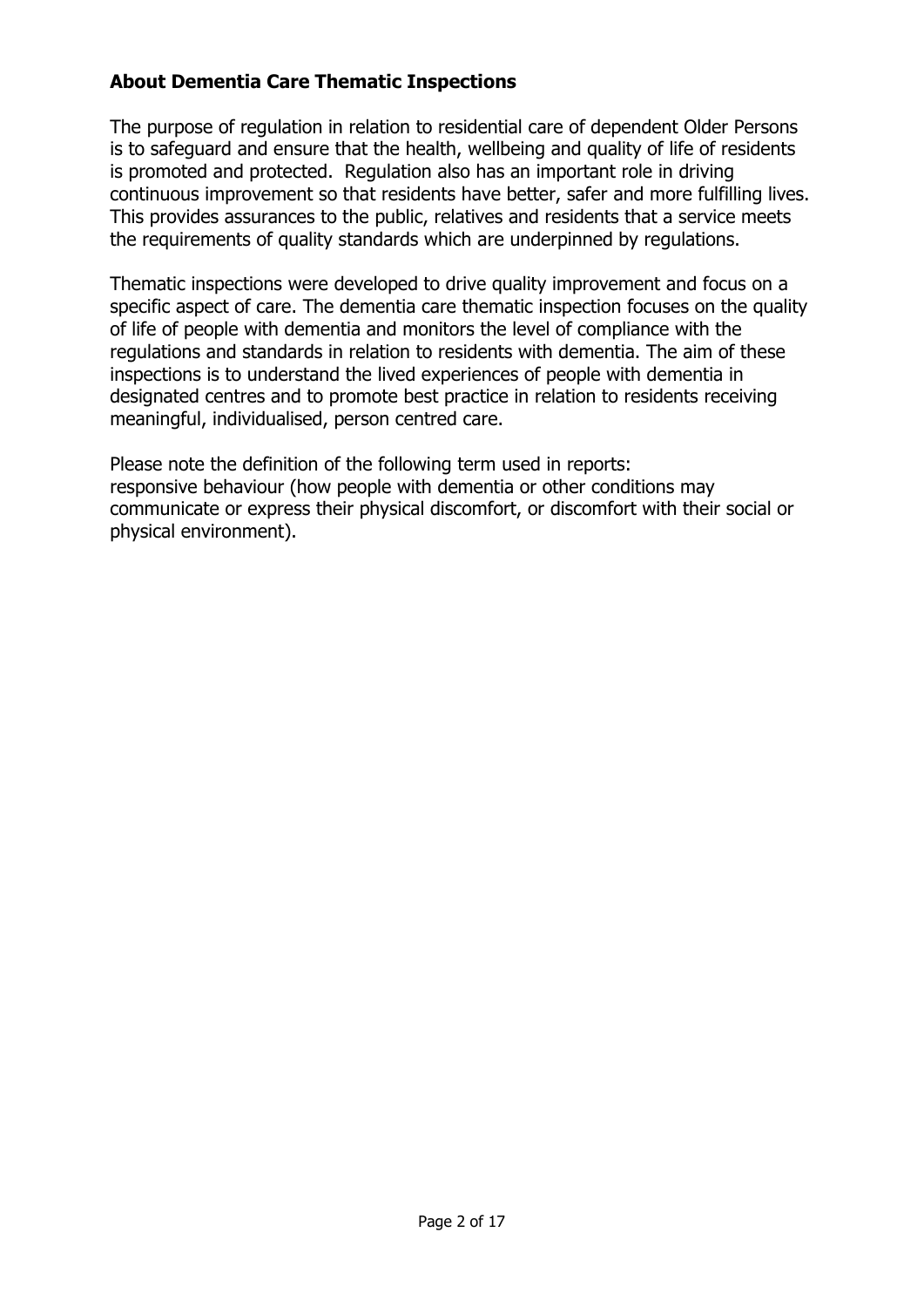## About Dementia Care Thematic Inspections

The purpose of regulation in relation to residential care of dependent Older Persons is to safeguard and ensure that the health, wellbeing and quality of life of residents is promoted and protected. Regulation also has an important role in driving continuous improvement so that residents have better, safer and more fulfilling lives. This provides assurances to the public, relatives and residents that a service meets the requirements of quality standards which are underpinned by regulations.

Thematic inspections were developed to drive quality improvement and focus on a specific aspect of care. The dementia care thematic inspection focuses on the quality of life of people with dementia and monitors the level of compliance with the regulations and standards in relation to residents with dementia. The aim of these inspections is to understand the lived experiences of people with dementia in designated centres and to promote best practice in relation to residents receiving meaningful, individualised, person centred care.

Please note the definition of the following term used in reports:
responsive behaviour (how people with dementia or other conditions may communicate or express their physical discomfort, or discomfort with their social or physical environment).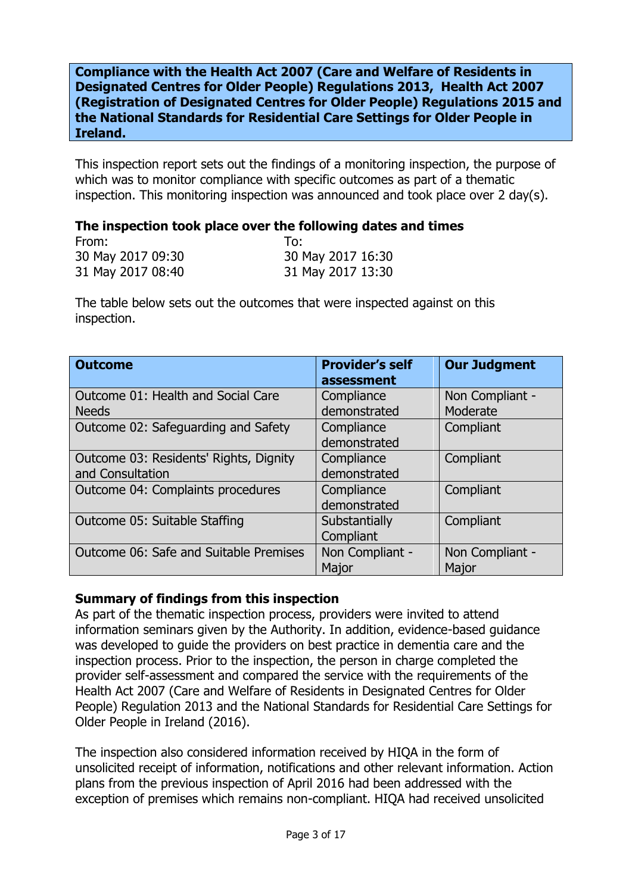**Compliance with the Health Act 2007 (Care and Welfare of Residents in Designated Centres for Older People) Regulations 2013, Health Act 2007 (Registration of Designated Centres for Older People) Regulations 2015 and the National Standards for Residential Care Settings for Older People in Ireland.**

This inspection report sets out the findings of a monitoring inspection, the purpose of which was to monitor compliance with specific outcomes as part of a thematic inspection. This monitoring inspection was announced and took place over 2 day(s).

### The inspection took place over the following dates and times

| From: | To: |
| --- | --- |
| 30 May 2017 09:30 | 30 May 2017 16:30 |
| 31 May 2017 08:40 | 31 May 2017 13:30 |

The table below sets out the outcomes that were inspected against on this inspection.

| Outcome | Provider's self assessment | Our Judgment |
| --- | --- | --- |
| Outcome 01: Health and Social Care Needs | Compliance demonstrated | Non Compliant - Moderate |
| Outcome 02: Safeguarding and Safety | Compliance demonstrated | Compliant |
| Outcome 03: Residents' Rights, Dignity and Consultation | Compliance demonstrated | Compliant |
| Outcome 04: Complaints procedures | Compliance demonstrated | Compliant |
| Outcome 05: Suitable Staffing | Substantially Compliant | Compliant |
| Outcome 06: Safe and Suitable Premises | Non Compliant - Major | Non Compliant - Major |

### Summary of findings from this inspection

As part of the thematic inspection process, providers were invited to attend information seminars given by the Authority. In addition, evidence-based guidance was developed to guide the providers on best practice in dementia care and the inspection process. Prior to the inspection, the person in charge completed the provider self-assessment and compared the service with the requirements of the Health Act 2007 (Care and Welfare of Residents in Designated Centres for Older People) Regulation 2013 and the National Standards for Residential Care Settings for Older People in Ireland (2016).

The inspection also considered information received by HIQA in the form of unsolicited receipt of information, notifications and other relevant information. Action plans from the previous inspection of April 2016 had been addressed with the exception of premises which remains non-compliant. HIQA had received unsolicited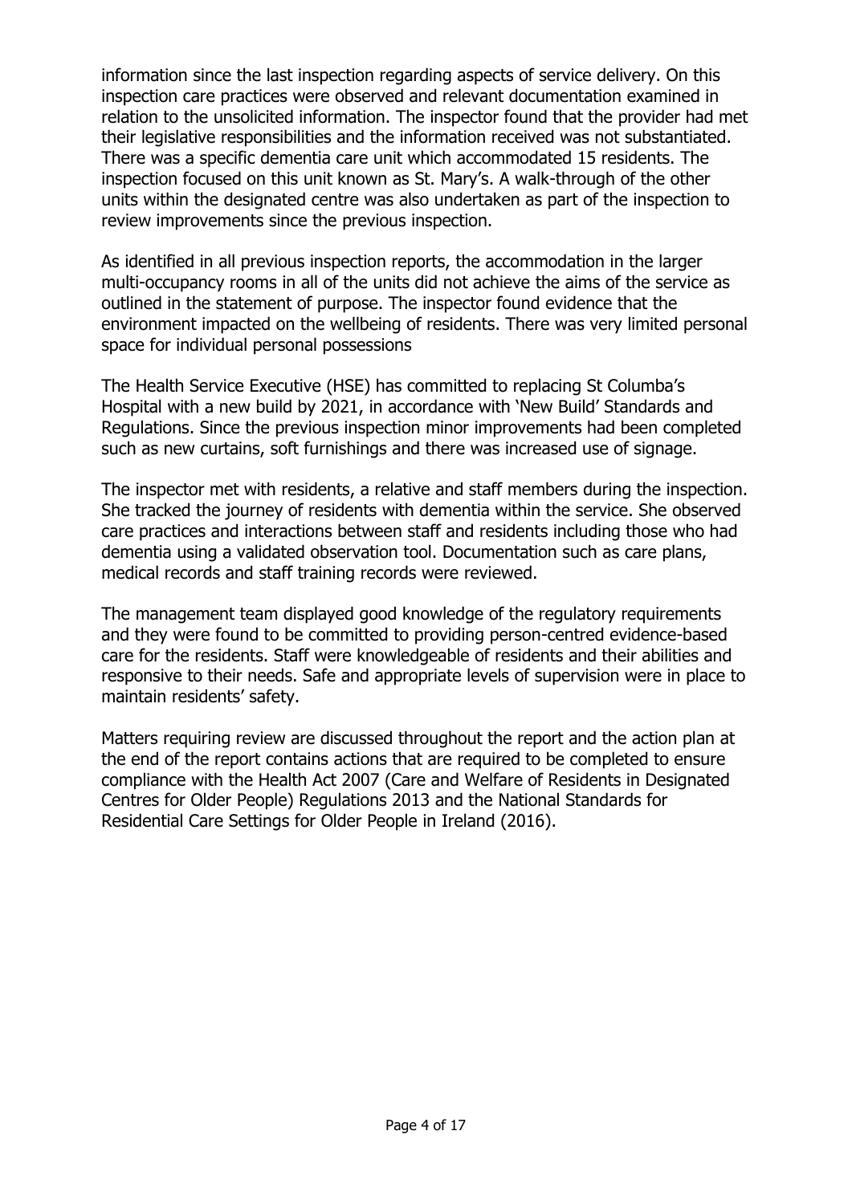information since the last inspection regarding aspects of service delivery. On this inspection care practices were observed and relevant documentation examined in relation to the unsolicited information. The inspector found that the provider had met their legislative responsibilities and the information received was not substantiated. There was a specific dementia care unit which accommodated 15 residents. The inspection focused on this unit known as St. Mary's. A walk-through of the other units within the designated centre was also undertaken as part of the inspection to review improvements since the previous inspection.

As identified in all previous inspection reports, the accommodation in the larger multi-occupancy rooms in all of the units did not achieve the aims of the service as outlined in the statement of purpose. The inspector found evidence that the environment impacted on the wellbeing of residents. There was very limited personal space for individual personal possessions

The Health Service Executive (HSE) has committed to replacing St Columba's Hospital with a new build by 2021, in accordance with 'New Build' Standards and Regulations. Since the previous inspection minor improvements had been completed such as new curtains, soft furnishings and there was increased use of signage.

The inspector met with residents, a relative and staff members during the inspection. She tracked the journey of residents with dementia within the service. She observed care practices and interactions between staff and residents including those who had dementia using a validated observation tool. Documentation such as care plans, medical records and staff training records were reviewed.

The management team displayed good knowledge of the regulatory requirements and they were found to be committed to providing person-centred evidence-based care for the residents. Staff were knowledgeable of residents and their abilities and responsive to their needs. Safe and appropriate levels of supervision were in place to maintain residents' safety.

Matters requiring review are discussed throughout the report and the action plan at the end of the report contains actions that are required to be completed to ensure compliance with the Health Act 2007 (Care and Welfare of Residents in Designated Centres for Older People) Regulations 2013 and the National Standards for Residential Care Settings for Older People in Ireland (2016).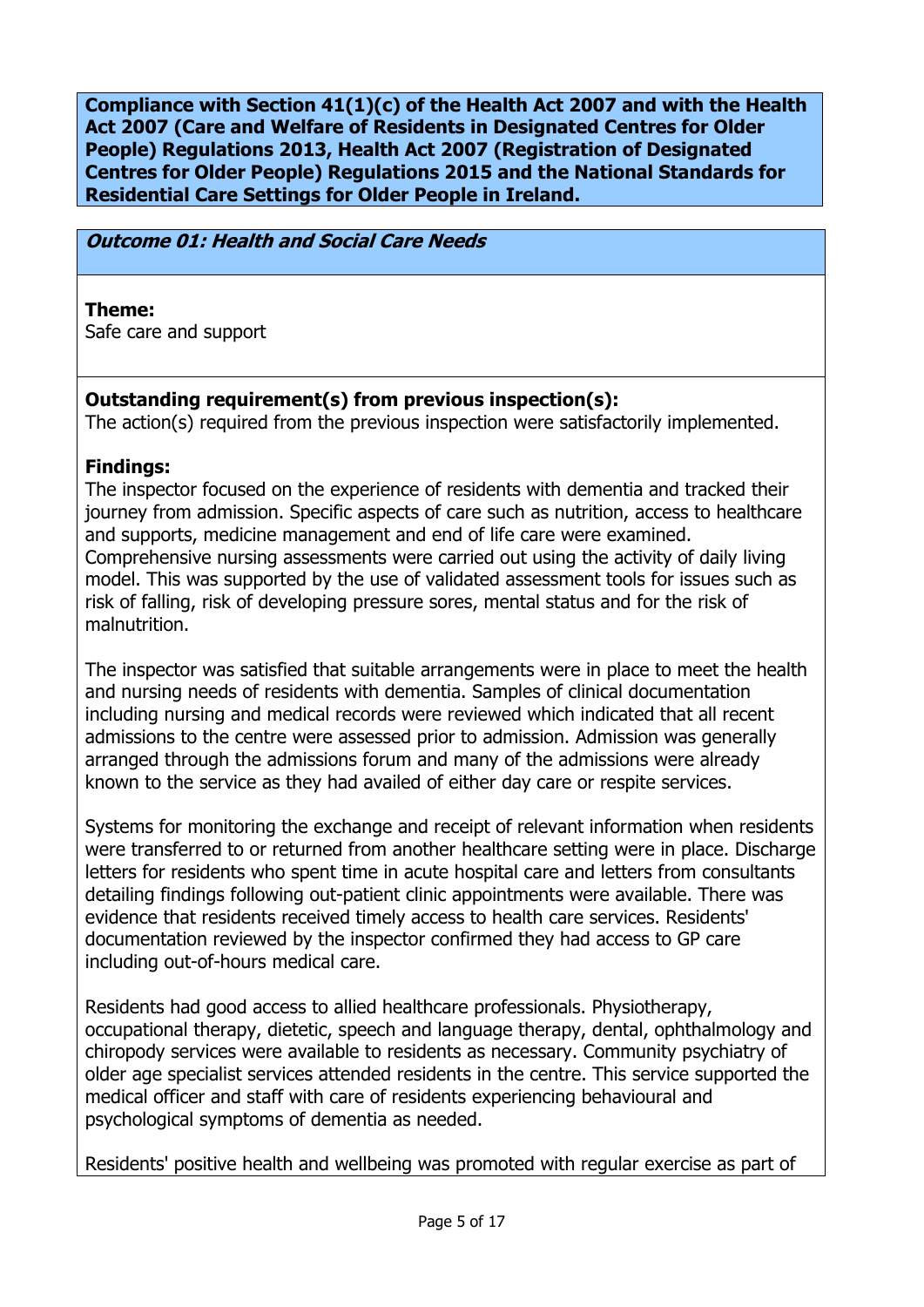**Compliance with Section 41(1)(c) of the Health Act 2007 and with the Health Act 2007 (Care and Welfare of Residents in Designated Centres for Older People) Regulations 2013, Health Act 2007 (Registration of Designated Centres for Older People) Regulations 2015 and the National Standards for Residential Care Settings for Older People in Ireland.**

***Outcome 01: Health and Social Care Needs***

**Theme:**
Safe care and support

**Outstanding requirement(s) from previous inspection(s):**
The action(s) required from the previous inspection were satisfactorily implemented.

**Findings:**
The inspector focused on the experience of residents with dementia and tracked their journey from admission. Specific aspects of care such as nutrition, access to healthcare and supports, medicine management and end of life care were examined. Comprehensive nursing assessments were carried out using the activity of daily living model. This was supported by the use of validated assessment tools for issues such as risk of falling, risk of developing pressure sores, mental status and for the risk of malnutrition.

The inspector was satisfied that suitable arrangements were in place to meet the health and nursing needs of residents with dementia. Samples of clinical documentation including nursing and medical records were reviewed which indicated that all recent admissions to the centre were assessed prior to admission. Admission was generally arranged through the admissions forum and many of the admissions were already known to the service as they had availed of either day care or respite services.

Systems for monitoring the exchange and receipt of relevant information when residents were transferred to or returned from another healthcare setting were in place. Discharge letters for residents who spent time in acute hospital care and letters from consultants detailing findings following out-patient clinic appointments were available. There was evidence that residents received timely access to health care services. Residents' documentation reviewed by the inspector confirmed they had access to GP care including out-of-hours medical care.

Residents had good access to allied healthcare professionals. Physiotherapy, occupational therapy, dietetic, speech and language therapy, dental, ophthalmology and chiropody services were available to residents as necessary. Community psychiatry of older age specialist services attended residents in the centre. This service supported the medical officer and staff with care of residents experiencing behavioural and psychological symptoms of dementia as needed.

Residents' positive health and wellbeing was promoted with regular exercise as part of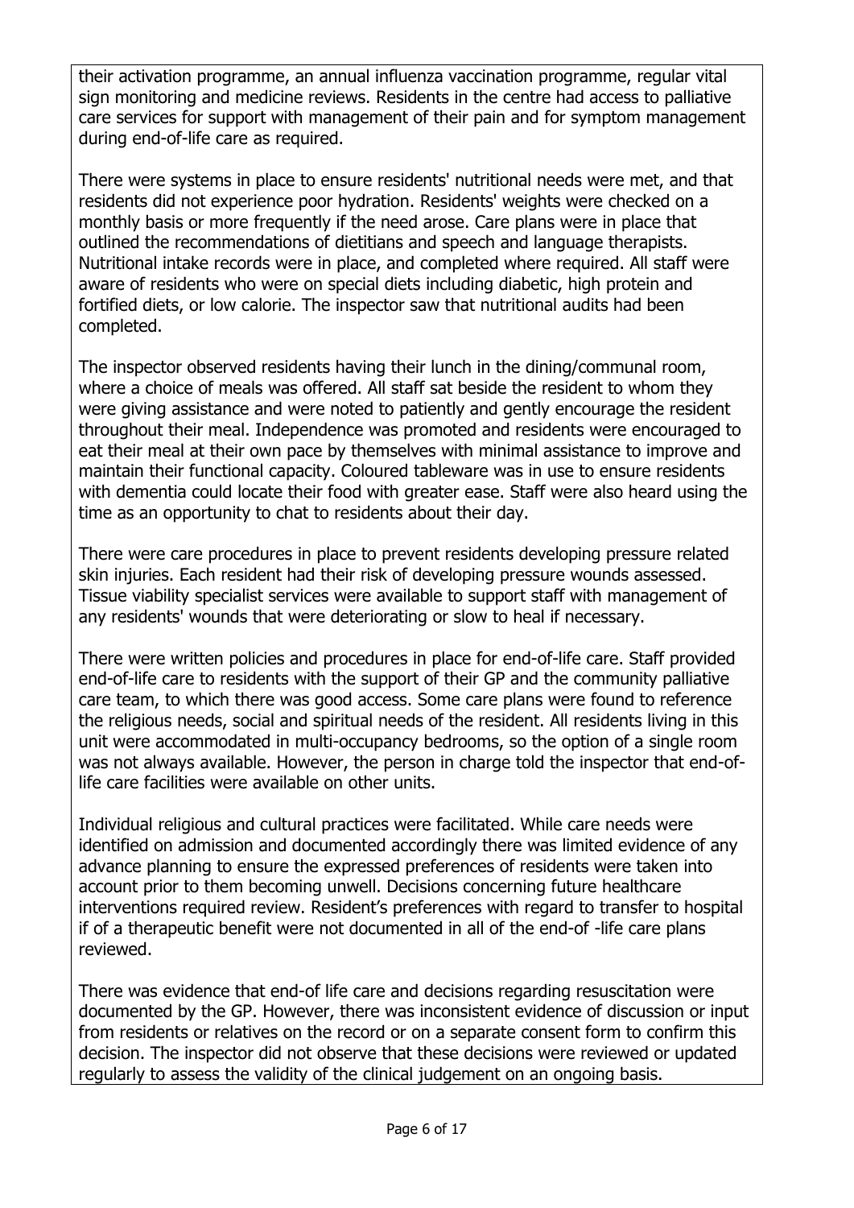their activation programme, an annual influenza vaccination programme, regular vital sign monitoring and medicine reviews. Residents in the centre had access to palliative care services for support with management of their pain and for symptom management during end-of-life care as required.

There were systems in place to ensure residents' nutritional needs were met, and that residents did not experience poor hydration. Residents' weights were checked on a monthly basis or more frequently if the need arose. Care plans were in place that outlined the recommendations of dietitians and speech and language therapists. Nutritional intake records were in place, and completed where required. All staff were aware of residents who were on special diets including diabetic, high protein and fortified diets, or low calorie. The inspector saw that nutritional audits had been completed.

The inspector observed residents having their lunch in the dining/communal room, where a choice of meals was offered. All staff sat beside the resident to whom they were giving assistance and were noted to patiently and gently encourage the resident throughout their meal. Independence was promoted and residents were encouraged to eat their meal at their own pace by themselves with minimal assistance to improve and maintain their functional capacity. Coloured tableware was in use to ensure residents with dementia could locate their food with greater ease. Staff were also heard using the time as an opportunity to chat to residents about their day.

There were care procedures in place to prevent residents developing pressure related skin injuries. Each resident had their risk of developing pressure wounds assessed. Tissue viability specialist services were available to support staff with management of any residents' wounds that were deteriorating or slow to heal if necessary.

There were written policies and procedures in place for end-of-life care. Staff provided end-of-life care to residents with the support of their GP and the community palliative care team, to which there was good access. Some care plans were found to reference the religious needs, social and spiritual needs of the resident. All residents living in this unit were accommodated in multi-occupancy bedrooms, so the option of a single room was not always available. However, the person in charge told the inspector that end-of-life care facilities were available on other units.

Individual religious and cultural practices were facilitated. While care needs were identified on admission and documented accordingly there was limited evidence of any advance planning to ensure the expressed preferences of residents were taken into account prior to them becoming unwell. Decisions concerning future healthcare interventions required review. Resident's preferences with regard to transfer to hospital if of a therapeutic benefit were not documented in all of the end-of -life care plans reviewed.

There was evidence that end-of life care and decisions regarding resuscitation were documented by the GP. However, there was inconsistent evidence of discussion or input from residents or relatives on the record or on a separate consent form to confirm this decision. The inspector did not observe that these decisions were reviewed or updated regularly to assess the validity of the clinical judgement on an ongoing basis.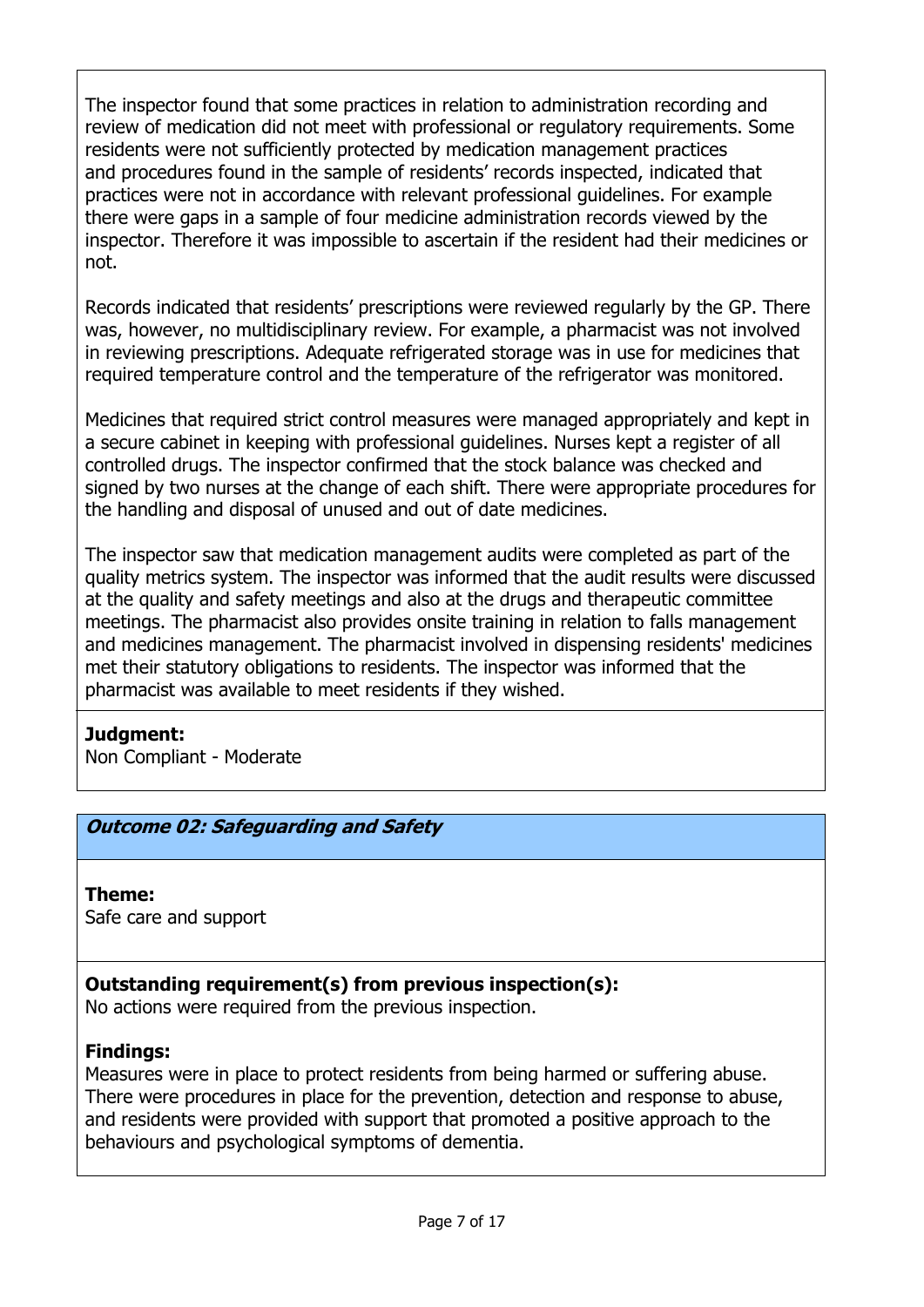The inspector found that some practices in relation to administration recording and review of medication did not meet with professional or regulatory requirements. Some residents were not sufficiently protected by medication management practices and procedures found in the sample of residents' records inspected, indicated that practices were not in accordance with relevant professional guidelines. For example there were gaps in a sample of four medicine administration records viewed by the inspector. Therefore it was impossible to ascertain if the resident had their medicines or not.

Records indicated that residents' prescriptions were reviewed regularly by the GP. There was, however, no multidisciplinary review. For example, a pharmacist was not involved in reviewing prescriptions. Adequate refrigerated storage was in use for medicines that required temperature control and the temperature of the refrigerator was monitored.

Medicines that required strict control measures were managed appropriately and kept in a secure cabinet in keeping with professional guidelines. Nurses kept a register of all controlled drugs. The inspector confirmed that the stock balance was checked and signed by two nurses at the change of each shift. There were appropriate procedures for the handling and disposal of unused and out of date medicines.

The inspector saw that medication management audits were completed as part of the quality metrics system. The inspector was informed that the audit results were discussed at the quality and safety meetings and also at the drugs and therapeutic committee meetings. The pharmacist also provides onsite training in relation to falls management and medicines management. The pharmacist involved in dispensing residents' medicines met their statutory obligations to residents. The inspector was informed that the pharmacist was available to meet residents if they wished.

**Judgment:**
Non Compliant - Moderate

## *Outcome 02: Safeguarding and Safety*

**Theme:**
Safe care and support

**Outstanding requirement(s) from previous inspection(s):**
No actions were required from the previous inspection.

**Findings:**
Measures were in place to protect residents from being harmed or suffering abuse. There were procedures in place for the prevention, detection and response to abuse, and residents were provided with support that promoted a positive approach to the behaviours and psychological symptoms of dementia.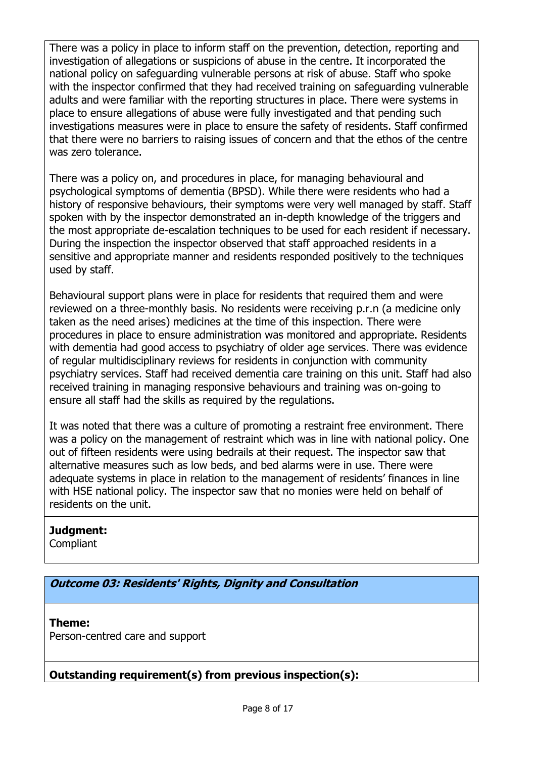There was a policy in place to inform staff on the prevention, detection, reporting and investigation of allegations or suspicions of abuse in the centre. It incorporated the national policy on safeguarding vulnerable persons at risk of abuse. Staff who spoke with the inspector confirmed that they had received training on safeguarding vulnerable adults and were familiar with the reporting structures in place. There were systems in place to ensure allegations of abuse were fully investigated and that pending such investigations measures were in place to ensure the safety of residents. Staff confirmed that there were no barriers to raising issues of concern and that the ethos of the centre was zero tolerance.

There was a policy on, and procedures in place, for managing behavioural and psychological symptoms of dementia (BPSD). While there were residents who had a history of responsive behaviours, their symptoms were very well managed by staff. Staff spoken with by the inspector demonstrated an in-depth knowledge of the triggers and the most appropriate de-escalation techniques to be used for each resident if necessary. During the inspection the inspector observed that staff approached residents in a sensitive and appropriate manner and residents responded positively to the techniques used by staff.

Behavioural support plans were in place for residents that required them and were reviewed on a three-monthly basis. No residents were receiving p.r.n (a medicine only taken as the need arises) medicines at the time of this inspection. There were procedures in place to ensure administration was monitored and appropriate. Residents with dementia had good access to psychiatry of older age services. There was evidence of regular multidisciplinary reviews for residents in conjunction with community psychiatry services. Staff had received dementia care training on this unit. Staff had also received training in managing responsive behaviours and training was on-going to ensure all staff had the skills as required by the regulations.

It was noted that there was a culture of promoting a restraint free environment. There was a policy on the management of restraint which was in line with national policy. One out of fifteen residents were using bedrails at their request. The inspector saw that alternative measures such as low beds, and bed alarms were in use. There were adequate systems in place in relation to the management of residents' finances in line with HSE national policy. The inspector saw that no monies were held on behalf of residents on the unit.

**Judgment:**
Compliant

## *Outcome 03: Residents' Rights, Dignity and Consultation*

**Theme:**
Person-centred care and support

**Outstanding requirement(s) from previous inspection(s):**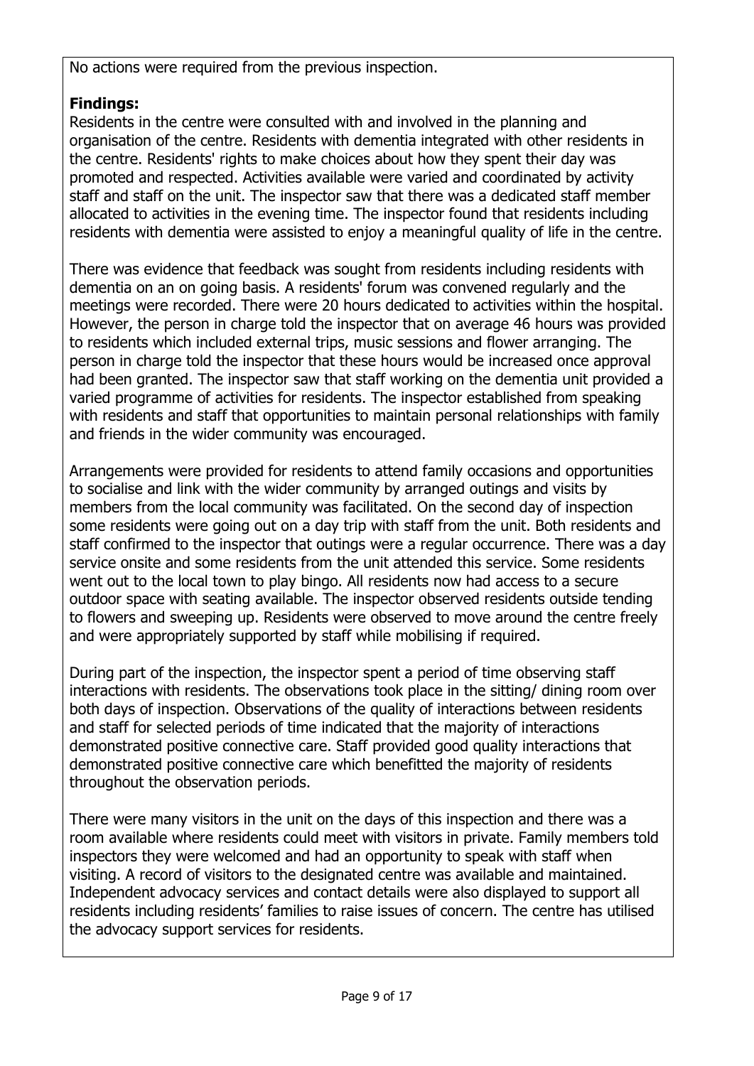No actions were required from the previous inspection.

**Findings:**
Residents in the centre were consulted with and involved in the planning and organisation of the centre. Residents with dementia integrated with other residents in the centre. Residents' rights to make choices about how they spent their day was promoted and respected. Activities available were varied and coordinated by activity staff and staff on the unit. The inspector saw that there was a dedicated staff member allocated to activities in the evening time. The inspector found that residents including residents with dementia were assisted to enjoy a meaningful quality of life in the centre.

There was evidence that feedback was sought from residents including residents with dementia on an on going basis. A residents' forum was convened regularly and the meetings were recorded. There were 20 hours dedicated to activities within the hospital. However, the person in charge told the inspector that on average 46 hours was provided to residents which included external trips, music sessions and flower arranging. The person in charge told the inspector that these hours would be increased once approval had been granted. The inspector saw that staff working on the dementia unit provided a varied programme of activities for residents. The inspector established from speaking with residents and staff that opportunities to maintain personal relationships with family and friends in the wider community was encouraged.

Arrangements were provided for residents to attend family occasions and opportunities to socialise and link with the wider community by arranged outings and visits by members from the local community was facilitated. On the second day of inspection some residents were going out on a day trip with staff from the unit. Both residents and staff confirmed to the inspector that outings were a regular occurrence. There was a day service onsite and some residents from the unit attended this service. Some residents went out to the local town to play bingo. All residents now had access to a secure outdoor space with seating available. The inspector observed residents outside tending to flowers and sweeping up. Residents were observed to move around the centre freely and were appropriately supported by staff while mobilising if required.

During part of the inspection, the inspector spent a period of time observing staff interactions with residents. The observations took place in the sitting/ dining room over both days of inspection. Observations of the quality of interactions between residents and staff for selected periods of time indicated that the majority of interactions demonstrated positive connective care. Staff provided good quality interactions that demonstrated positive connective care which benefitted the majority of residents throughout the observation periods.

There were many visitors in the unit on the days of this inspection and there was a room available where residents could meet with visitors in private. Family members told inspectors they were welcomed and had an opportunity to speak with staff when visiting. A record of visitors to the designated centre was available and maintained. Independent advocacy services and contact details were also displayed to support all residents including residents' families to raise issues of concern. The centre has utilised the advocacy support services for residents.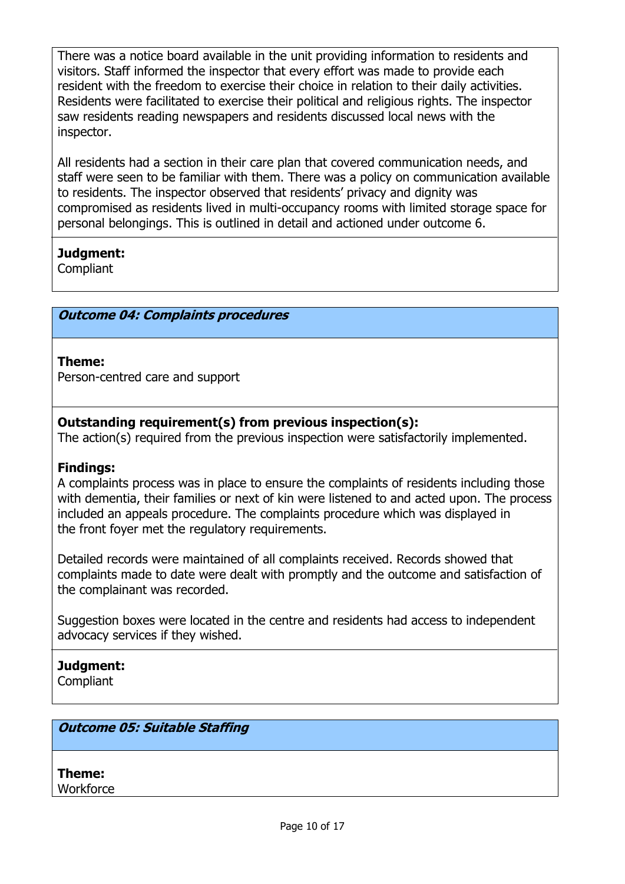There was a notice board available in the unit providing information to residents and visitors. Staff informed the inspector that every effort was made to provide each resident with the freedom to exercise their choice in relation to their daily activities. Residents were facilitated to exercise their political and religious rights. The inspector saw residents reading newspapers and residents discussed local news with the inspector.

All residents had a section in their care plan that covered communication needs, and staff were seen to be familiar with them. There was a policy on communication available to residents. The inspector observed that residents' privacy and dignity was compromised as residents lived in multi-occupancy rooms with limited storage space for personal belongings. This is outlined in detail and actioned under outcome 6.

**Judgment:**
Compliant

### *Outcome 04: Complaints procedures*

**Theme:**
Person-centred care and support

**Outstanding requirement(s) from previous inspection(s):**
The action(s) required from the previous inspection were satisfactorily implemented.

**Findings:**
A complaints process was in place to ensure the complaints of residents including those with dementia, their families or next of kin were listened to and acted upon. The process included an appeals procedure. The complaints procedure which was displayed in the front foyer met the regulatory requirements.

Detailed records were maintained of all complaints received. Records showed that complaints made to date were dealt with promptly and the outcome and satisfaction of the complainant was recorded.

Suggestion boxes were located in the centre and residents had access to independent advocacy services if they wished.

**Judgment:**
Compliant

### *Outcome 05: Suitable Staffing*

**Theme:**
Workforce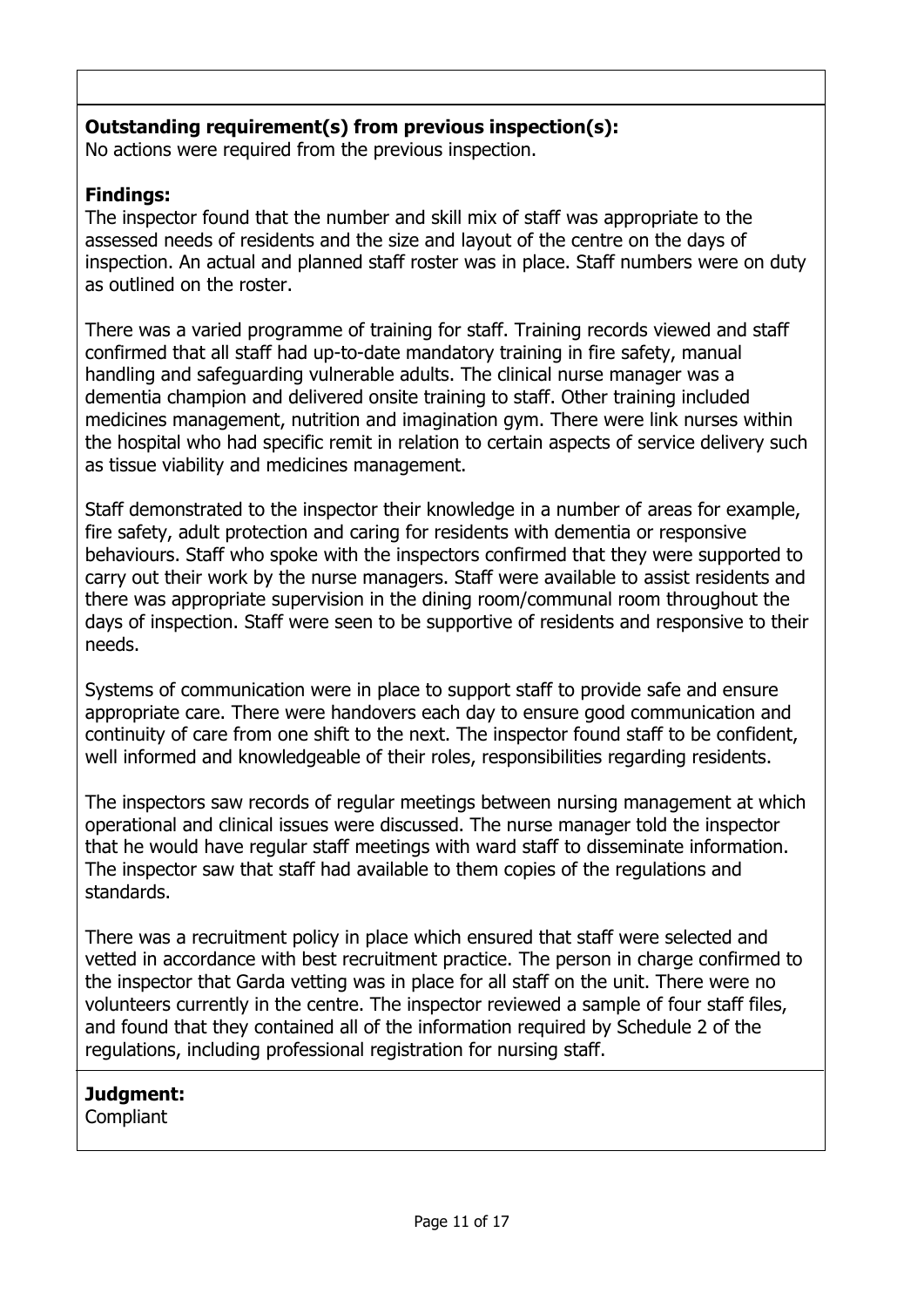**Outstanding requirement(s) from previous inspection(s):**
No actions were required from the previous inspection.

**Findings:**
The inspector found that the number and skill mix of staff was appropriate to the assessed needs of residents and the size and layout of the centre on the days of inspection. An actual and planned staff roster was in place. Staff numbers were on duty as outlined on the roster.

There was a varied programme of training for staff. Training records viewed and staff confirmed that all staff had up-to-date mandatory training in fire safety, manual handling and safeguarding vulnerable adults. The clinical nurse manager was a dementia champion and delivered onsite training to staff. Other training included medicines management, nutrition and imagination gym. There were link nurses within the hospital who had specific remit in relation to certain aspects of service delivery such as tissue viability and medicines management.

Staff demonstrated to the inspector their knowledge in a number of areas for example, fire safety, adult protection and caring for residents with dementia or responsive behaviours. Staff who spoke with the inspectors confirmed that they were supported to carry out their work by the nurse managers. Staff were available to assist residents and there was appropriate supervision in the dining room/communal room throughout the days of inspection. Staff were seen to be supportive of residents and responsive to their needs.

Systems of communication were in place to support staff to provide safe and ensure appropriate care. There were handovers each day to ensure good communication and continuity of care from one shift to the next. The inspector found staff to be confident, well informed and knowledgeable of their roles, responsibilities regarding residents.

The inspectors saw records of regular meetings between nursing management at which operational and clinical issues were discussed. The nurse manager told the inspector that he would have regular staff meetings with ward staff to disseminate information. The inspector saw that staff had available to them copies of the regulations and standards.

There was a recruitment policy in place which ensured that staff were selected and vetted in accordance with best recruitment practice. The person in charge confirmed to the inspector that Garda vetting was in place for all staff on the unit. There were no volunteers currently in the centre. The inspector reviewed a sample of four staff files, and found that they contained all of the information required by Schedule 2 of the regulations, including professional registration for nursing staff.

**Judgment:**
Compliant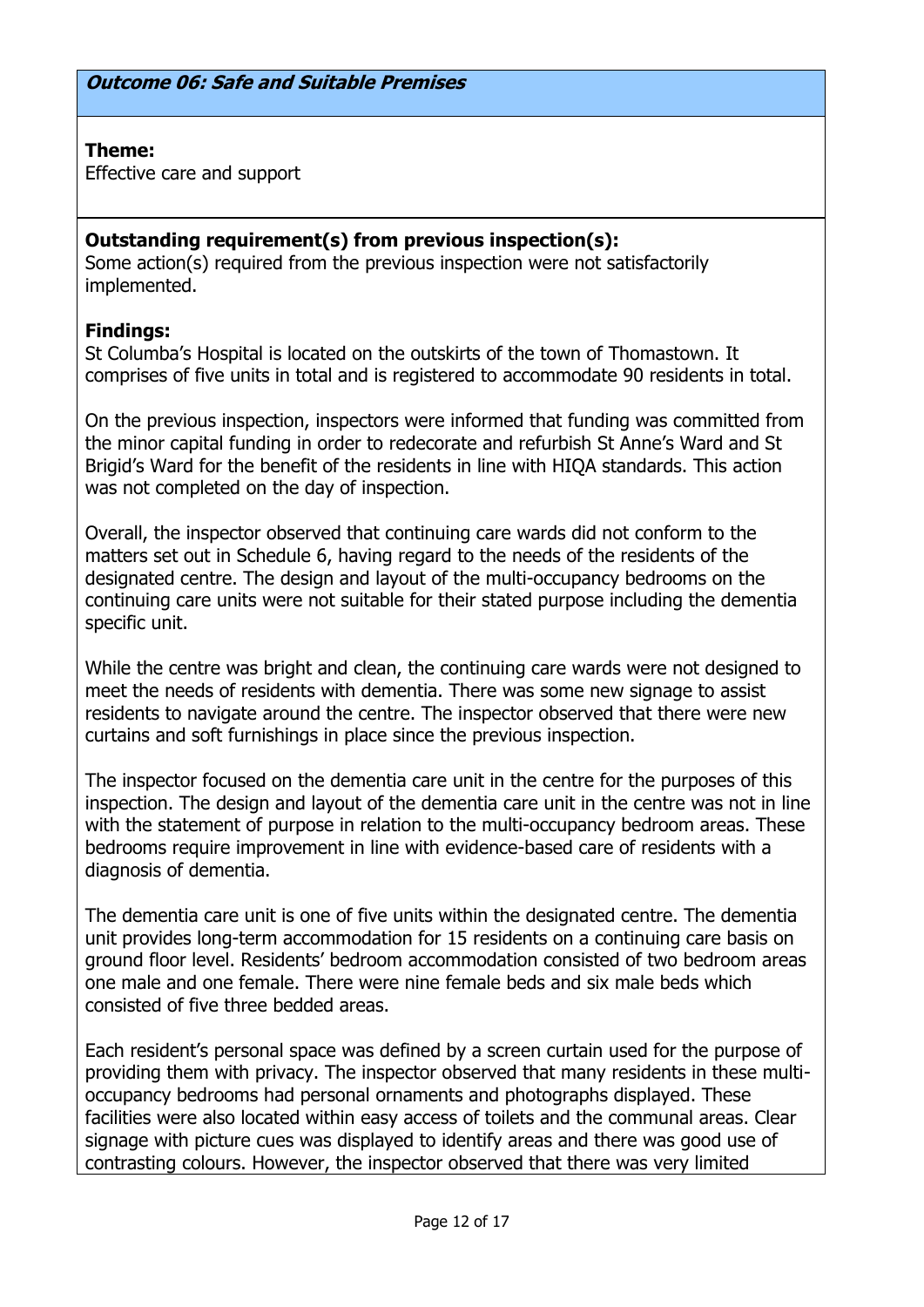## *Outcome 06: Safe and Suitable Premises*

**Theme:**
Effective care and support

**Outstanding requirement(s) from previous inspection(s):**
Some action(s) required from the previous inspection were not satisfactorily implemented.

**Findings:**
St Columba's Hospital is located on the outskirts of the town of Thomastown. It comprises of five units in total and is registered to accommodate 90 residents in total.

On the previous inspection, inspectors were informed that funding was committed from the minor capital funding in order to redecorate and refurbish St Anne's Ward and St Brigid's Ward for the benefit of the residents in line with HIQA standards. This action was not completed on the day of inspection.

Overall, the inspector observed that continuing care wards did not conform to the matters set out in Schedule 6, having regard to the needs of the residents of the designated centre. The design and layout of the multi-occupancy bedrooms on the continuing care units were not suitable for their stated purpose including the dementia specific unit.

While the centre was bright and clean, the continuing care wards were not designed to meet the needs of residents with dementia. There was some new signage to assist residents to navigate around the centre. The inspector observed that there were new curtains and soft furnishings in place since the previous inspection.

The inspector focused on the dementia care unit in the centre for the purposes of this inspection. The design and layout of the dementia care unit in the centre was not in line with the statement of purpose in relation to the multi-occupancy bedroom areas. These bedrooms require improvement in line with evidence-based care of residents with a diagnosis of dementia.

The dementia care unit is one of five units within the designated centre. The dementia unit provides long-term accommodation for 15 residents on a continuing care basis on ground floor level. Residents' bedroom accommodation consisted of two bedroom areas one male and one female. There were nine female beds and six male beds which consisted of five three bedded areas.

Each resident's personal space was defined by a screen curtain used for the purpose of providing them with privacy. The inspector observed that many residents in these multi-occupancy bedrooms had personal ornaments and photographs displayed. These facilities were also located within easy access of toilets and the communal areas. Clear signage with picture cues was displayed to identify areas and there was good use of contrasting colours. However, the inspector observed that there was very limited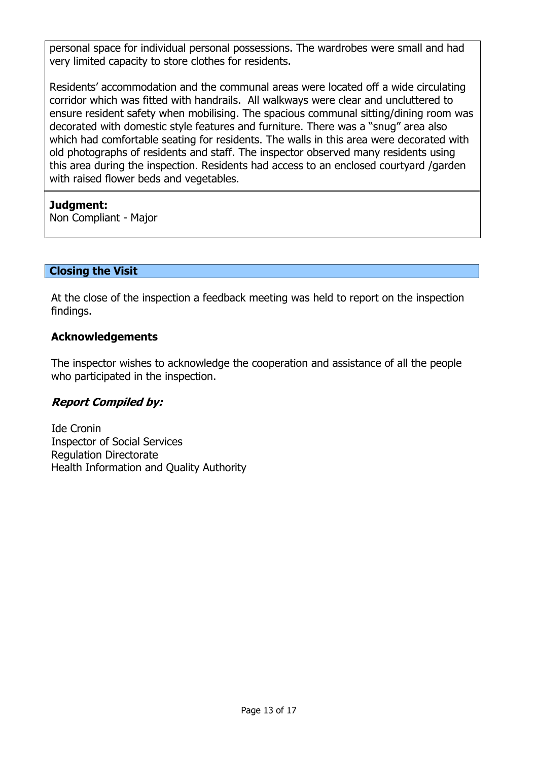personal space for individual personal possessions. The wardrobes were small and had very limited capacity to store clothes for residents.

Residents' accommodation and the communal areas were located off a wide circulating corridor which was fitted with handrails. All walkways were clear and uncluttered to ensure resident safety when mobilising. The spacious communal sitting/dining room was decorated with domestic style features and furniture. There was a "snug" area also which had comfortable seating for residents. The walls in this area were decorated with old photographs of residents and staff. The inspector observed many residents using this area during the inspection. Residents had access to an enclosed courtyard /garden with raised flower beds and vegetables.

**Judgment:**
Non Compliant - Major

## Closing the Visit

At the close of the inspection a feedback meeting was held to report on the inspection findings.

### Acknowledgements

The inspector wishes to acknowledge the cooperation and assistance of all the people who participated in the inspection.

### *Report Compiled by:*

Ide Cronin
Inspector of Social Services
Regulation Directorate
Health Information and Quality Authority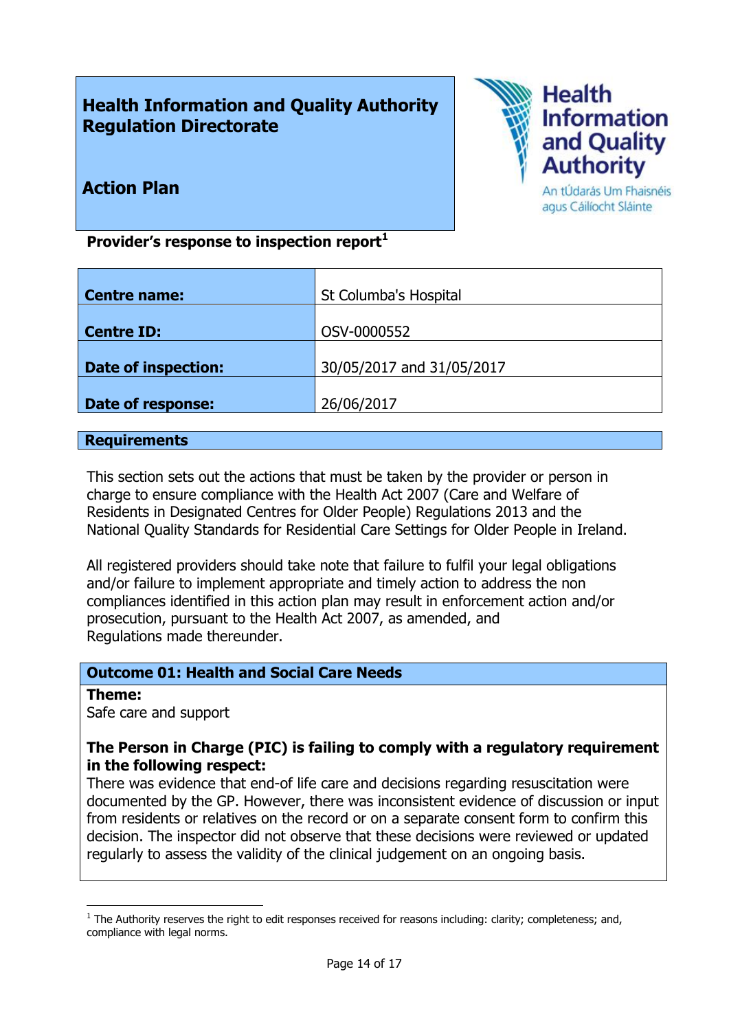**Health Information and Quality Authority**
**Regulation Directorate**

**Action Plan**

Health Information and Quality Authority
An tÚdarás Um Fhaisnéis agus Cáilíocht Sláinte

**Provider's response to inspection report**[1]

| | |
|---|---|
| **Centre name:** | St Columba's Hospital |
| **Centre ID:** | OSV-0000552 |
| **Date of inspection:** | 30/05/2017 and 31/05/2017 |
| **Date of response:** | 26/06/2017 |

## Requirements

This section sets out the actions that must be taken by the provider or person in charge to ensure compliance with the Health Act 2007 (Care and Welfare of Residents in Designated Centres for Older People) Regulations 2013 and the National Quality Standards for Residential Care Settings for Older People in Ireland.

All registered providers should take note that failure to fulfil your legal obligations and/or failure to implement appropriate and timely action to address the non compliances identified in this action plan may result in enforcement action and/or prosecution, pursuant to the Health Act 2007, as amended, and Regulations made thereunder.

### Outcome 01: Health and Social Care Needs

**Theme:**
Safe care and support

**The Person in Charge (PIC) is failing to comply with a regulatory requirement in the following respect:**
There was evidence that end-of life care and decisions regarding resuscitation were documented by the GP. However, there was inconsistent evidence of discussion or input from residents or relatives on the record or on a separate consent form to confirm this decision. The inspector did not observe that these decisions were reviewed or updated regularly to assess the validity of the clinical judgement on an ongoing basis.

[1] The Authority reserves the right to edit responses received for reasons including: clarity; completeness; and, compliance with legal norms.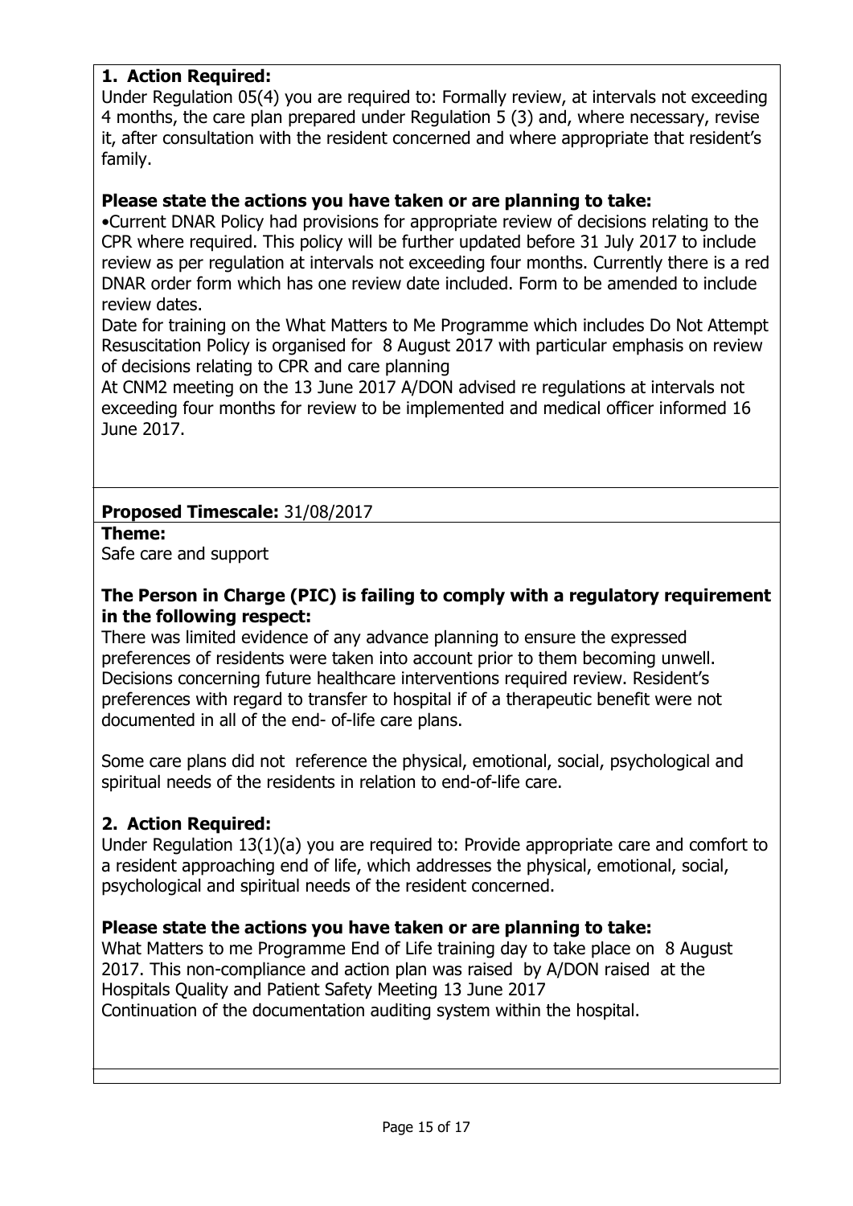**1. Action Required:**

Under Regulation 05(4) you are required to: Formally review, at intervals not exceeding 4 months, the care plan prepared under Regulation 5 (3) and, where necessary, revise it, after consultation with the resident concerned and where appropriate that resident's family.

**Please state the actions you have taken or are planning to take:**

•Current DNAR Policy had provisions for appropriate review of decisions relating to the CPR where required. This policy will be further updated before 31 July 2017 to include review as per regulation at intervals not exceeding four months. Currently there is a red DNAR order form which has one review date included. Form to be amended to include review dates.

Date for training on the What Matters to Me Programme which includes Do Not Attempt Resuscitation Policy is organised for 8 August 2017 with particular emphasis on review of decisions relating to CPR and care planning

At CNM2 meeting on the 13 June 2017 A/DON advised re regulations at intervals not exceeding four months for review to be implemented and medical officer informed 16 June 2017.

**Proposed Timescale:** 31/08/2017

**Theme:**

Safe care and support

**The Person in Charge (PIC) is failing to comply with a regulatory requirement in the following respect:**

There was limited evidence of any advance planning to ensure the expressed preferences of residents were taken into account prior to them becoming unwell. Decisions concerning future healthcare interventions required review. Resident's preferences with regard to transfer to hospital if of a therapeutic benefit were not documented in all of the end- of-life care plans.

Some care plans did not reference the physical, emotional, social, psychological and spiritual needs of the residents in relation to end-of-life care.

**2. Action Required:**

Under Regulation 13(1)(a) you are required to: Provide appropriate care and comfort to a resident approaching end of life, which addresses the physical, emotional, social, psychological and spiritual needs of the resident concerned.

**Please state the actions you have taken or are planning to take:**

What Matters to me Programme End of Life training day to take place on 8 August 2017. This non-compliance and action plan was raised by A/DON raised at the Hospitals Quality and Patient Safety Meeting 13 June 2017

Continuation of the documentation auditing system within the hospital.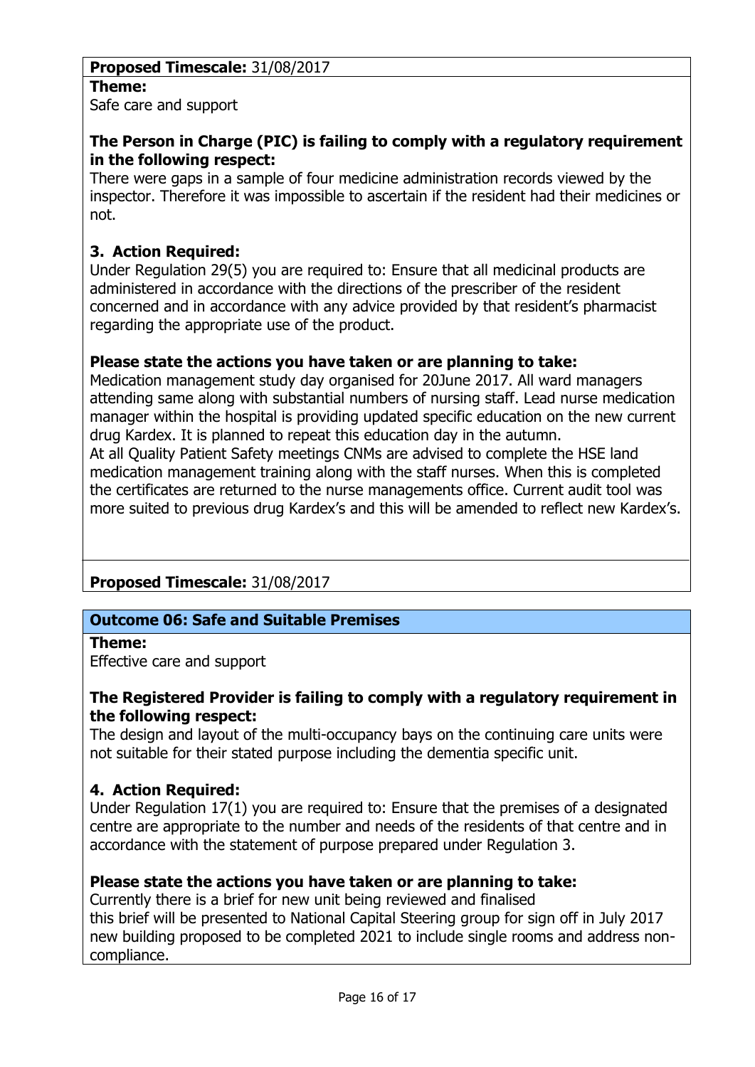**Proposed Timescale:** 31/08/2017

**Theme:**
Safe care and support

**The Person in Charge (PIC) is failing to comply with a regulatory requirement in the following respect:**
There were gaps in a sample of four medicine administration records viewed by the inspector. Therefore it was impossible to ascertain if the resident had their medicines or not.

**3. Action Required:**
Under Regulation 29(5) you are required to: Ensure that all medicinal products are administered in accordance with the directions of the prescriber of the resident concerned and in accordance with any advice provided by that resident's pharmacist regarding the appropriate use of the product.

**Please state the actions you have taken or are planning to take:**
Medication management study day organised for 20June 2017. All ward managers attending same along with substantial numbers of nursing staff. Lead nurse medication manager within the hospital is providing updated specific education on the new current drug Kardex. It is planned to repeat this education day in the autumn.
At all Quality Patient Safety meetings CNMs are advised to complete the HSE land medication management training along with the staff nurses. When this is completed the certificates are returned to the nurse managements office. Current audit tool was more suited to previous drug Kardex's and this will be amended to reflect new Kardex's.

**Proposed Timescale:** 31/08/2017

## Outcome 06: Safe and Suitable Premises

**Theme:**
Effective care and support

**The Registered Provider is failing to comply with a regulatory requirement in the following respect:**
The design and layout of the multi-occupancy bays on the continuing care units were not suitable for their stated purpose including the dementia specific unit.

**4. Action Required:**
Under Regulation 17(1) you are required to: Ensure that the premises of a designated centre are appropriate to the number and needs of the residents of that centre and in accordance with the statement of purpose prepared under Regulation 3.

**Please state the actions you have taken or are planning to take:**
Currently there is a brief for new unit being reviewed and finalised
this brief will be presented to National Capital Steering group for sign off in July 2017 new building proposed to be completed 2021 to include single rooms and address non-compliance.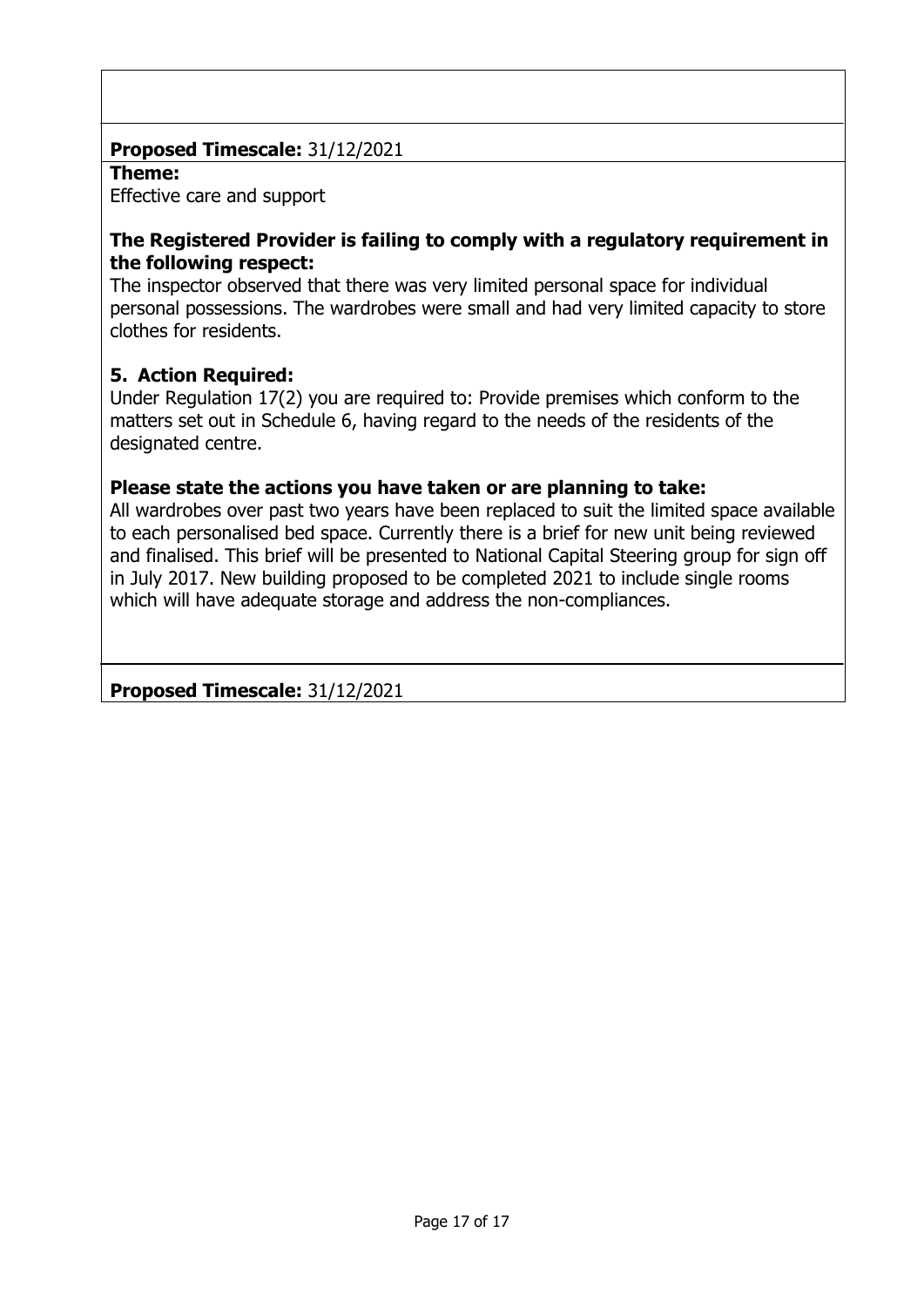**Proposed Timescale:** 31/12/2021

**Theme:**
Effective care and support

**The Registered Provider is failing to comply with a regulatory requirement in the following respect:**
The inspector observed that there was very limited personal space for individual personal possessions. The wardrobes were small and had very limited capacity to store clothes for residents.

**5. Action Required:**
Under Regulation 17(2) you are required to: Provide premises which conform to the matters set out in Schedule 6, having regard to the needs of the residents of the designated centre.

**Please state the actions you have taken or are planning to take:**
All wardrobes over past two years have been replaced to suit the limited space available to each personalised bed space. Currently there is a brief for new unit being reviewed and finalised. This brief will be presented to National Capital Steering group for sign off in July 2017. New building proposed to be completed 2021 to include single rooms which will have adequate storage and address the non-compliances.

**Proposed Timescale:** 31/12/2021